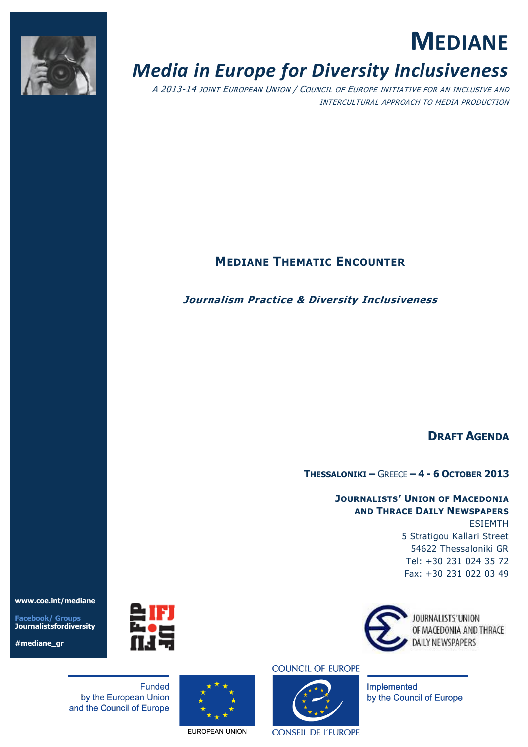# MEDIANE

## *Media in Europe for Diversity Inclusiveness*

*A 2013-14 JOINT EUROPEAN UNION / COUNCIL OF EUROPE INITIATIVE FOR AN INCLUSIVE AND INTERCULTURAL APPROACH TO MEDIA PRODUCTION*

## MEDIANE THEMATIC ENCOUNTER

***Journalism Practice & Diversity Inclusiveness***

**DRAFT AGENDA**

**THESSALONIKI –** GREECE **– 4 - 6 OCTOBER 2013**

**JOURNALISTS' UNION OF MACEDONIA AND THRACE DAILY NEWSPAPERS**
ESIEMTH
5 Stratigou Kallari Street
54622 Thessaloniki GR
Tel: +30 231 024 35 72
Fax: +30 231 022 03 49

**www.coe.int/mediane**

**Facebook/ Groups**
**Journalistsfordiversity**

**#mediane_gr**

IFJ FIP

JOURNALISTS' UNION OF MACEDONIA AND THRACE DAILY NEWSPAPERS

Funded by the European Union and the Council of Europe

EUROPEAN UNION

COUNCIL OF EUROPE
CONSEIL DE L'EUROPE

Implemented by the Council of Europe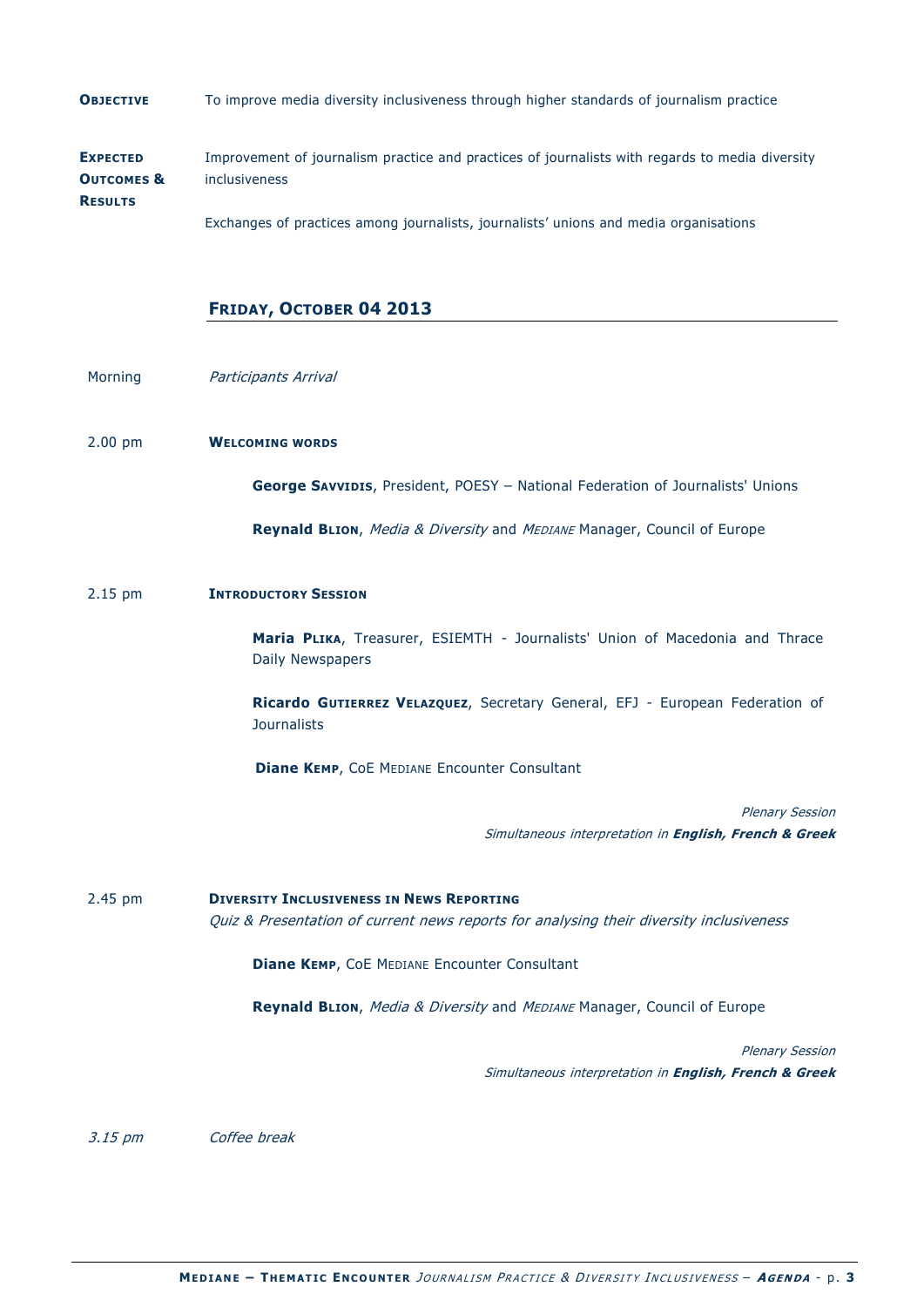**OBJECTIVE** To improve media diversity inclusiveness through higher standards of journalism practice

**EXPECTED OUTCOMES & RESULTS**

Improvement of journalism practice and practices of journalists with regards to media diversity inclusiveness

Exchanges of practices among journalists, journalists' unions and media organisations

## FRIDAY, OCTOBER 04 2013

Morning *Participants Arrival*

2.00 pm **WELCOMING WORDS**

**George SAVVIDIS**, President, POESY – National Federation of Journalists' Unions

**Reynald BLION**, *Media & Diversity* and *MEDIANE* Manager, Council of Europe

2.15 pm **INTRODUCTORY SESSION**

**Maria PLIKA**, Treasurer, ESIEMTH - Journalists' Union of Macedonia and Thrace Daily Newspapers

**Ricardo GUTIERREZ VELAZQUEZ**, Secretary General, EFJ - European Federation of Journalists

**Diane KEMP**, CoE MEDIANE Encounter Consultant

*Plenary Session*
*Simultaneous interpretation in* ***English, French & Greek***

2.45 pm **DIVERSITY INCLUSIVENESS IN NEWS REPORTING**
*Quiz & Presentation of current news reports for analysing their diversity inclusiveness*

**Diane KEMP**, CoE MEDIANE Encounter Consultant

**Reynald BLION**, *Media & Diversity* and *MEDIANE* Manager, Council of Europe

*Plenary Session*
*Simultaneous interpretation in* ***English, French & Greek***

*3.15 pm* *Coffee break*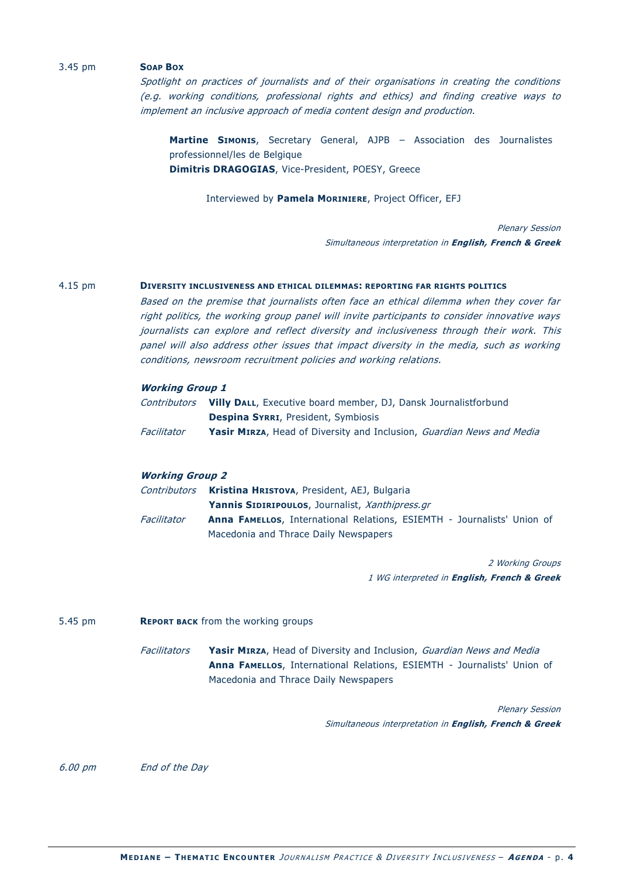3.45 pm **SOAP BOX**

*Spotlight on practices of journalists and of their organisations in creating the conditions (e.g. working conditions, professional rights and ethics) and finding creative ways to implement an inclusive approach of media content design and production.*

**Martine SIMONIS**, Secretary General, AJPB – Association des Journalistes professionnel/les de Belgique
**Dimitris DRAGOGIAS**, Vice-President, POESY, Greece

Interviewed by **Pamela MORINIERE**, Project Officer, EFJ

*Plenary Session*
*Simultaneous interpretation in **English, French & Greek***

4.15 pm **DIVERSITY INCLUSIVENESS AND ETHICAL DILEMMAS: REPORTING FAR RIGHTS POLITICS**

*Based on the premise that journalists often face an ethical dilemma when they cover far right politics, the working group panel will invite participants to consider innovative ways journalists can explore and reflect diversity and inclusiveness through their work. This panel will also address other issues that impact diversity in the media, such as working conditions, newsroom recruitment policies and working relations.*

***Working Group 1***

*Contributors* **Villy DALL**, Executive board member, DJ, Dansk Journalistforbund
**Despina SYRRI**, President, Symbiosis
*Facilitator* **Yasir MIRZA**, Head of Diversity and Inclusion, *Guardian News and Media*

***Working Group 2***

*Contributors* **Kristina HRISTOVA**, President, AEJ, Bulgaria
**Yannis SIDIRIPOULOS**, Journalist, *Xanthipress.gr*
*Facilitator* **Anna FAMELLOS**, International Relations, ESIEMTH - Journalists' Union of Macedonia and Thrace Daily Newspapers

*2 Working Groups*
*1 WG interpreted in **English, French & Greek***

5.45 pm **REPORT BACK** from the working groups

*Facilitators* **Yasir MIRZA**, Head of Diversity and Inclusion, *Guardian News and Media*
**Anna FAMELLOS**, International Relations, ESIEMTH - Journalists' Union of Macedonia and Thrace Daily Newspapers

*Plenary Session*
*Simultaneous interpretation in **English, French & Greek***

*6.00 pm* *End of the Day*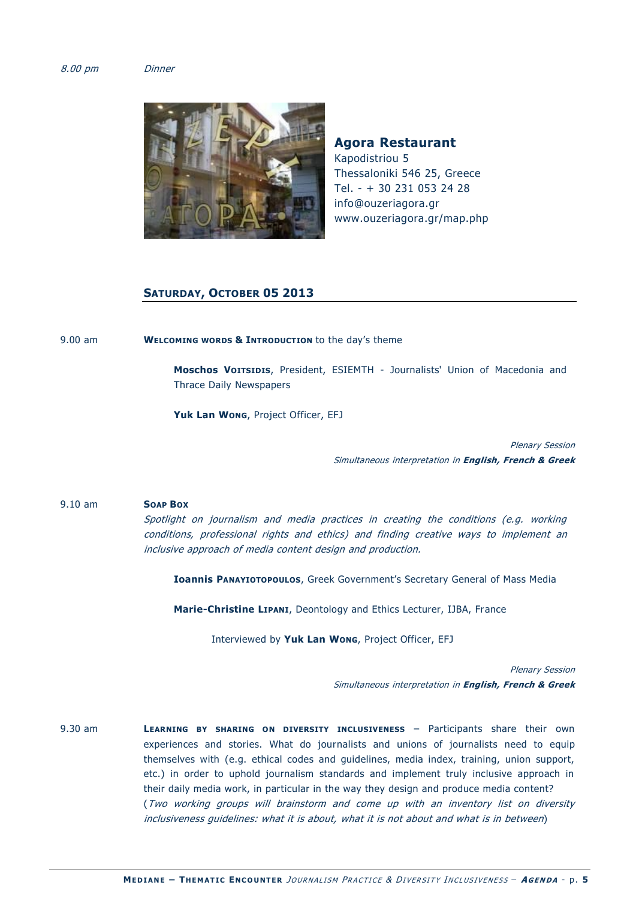*8.00 pm* *Dinner*

**Agora Restaurant**
Kapodistriou 5
Thessaloniki 546 25, Greece
Tel. - + 30 231 053 24 28
info@ouzeriagora.gr
www.ouzeriagora.gr/map.php

## SATURDAY, OCTOBER 05 2013

9.00 am **WELCOMING WORDS & INTRODUCTION** to the day's theme

**Moschos VOITSIDIS**, President, ESIEMTH - Journalists' Union of Macedonia and Thrace Daily Newspapers

**Yuk Lan WONG**, Project Officer, EFJ

*Plenary Session*
*Simultaneous interpretation in* ***English, French & Greek***

9.10 am **SOAP BOX**
*Spotlight on journalism and media practices in creating the conditions (e.g. working conditions, professional rights and ethics) and finding creative ways to implement an inclusive approach of media content design and production.*

**Ioannis PANAYIOTOPOULOS**, Greek Government's Secretary General of Mass Media

**Marie-Christine LIPANI**, Deontology and Ethics Lecturer, IJBA, France

Interviewed by **Yuk Lan WONG**, Project Officer, EFJ

*Plenary Session*
*Simultaneous interpretation in* ***English, French & Greek***

9.30 am **LEARNING BY SHARING ON DIVERSITY INCLUSIVENESS** – Participants share their own experiences and stories. What do journalists and unions of journalists need to equip themselves with (e.g. ethical codes and guidelines, media index, training, union support, etc.) in order to uphold journalism standards and implement truly inclusive approach in their daily media work, in particular in the way they design and produce media content?
(*Two working groups will brainstorm and come up with an inventory list on diversity inclusiveness guidelines: what it is about, what it is not about and what is in between*)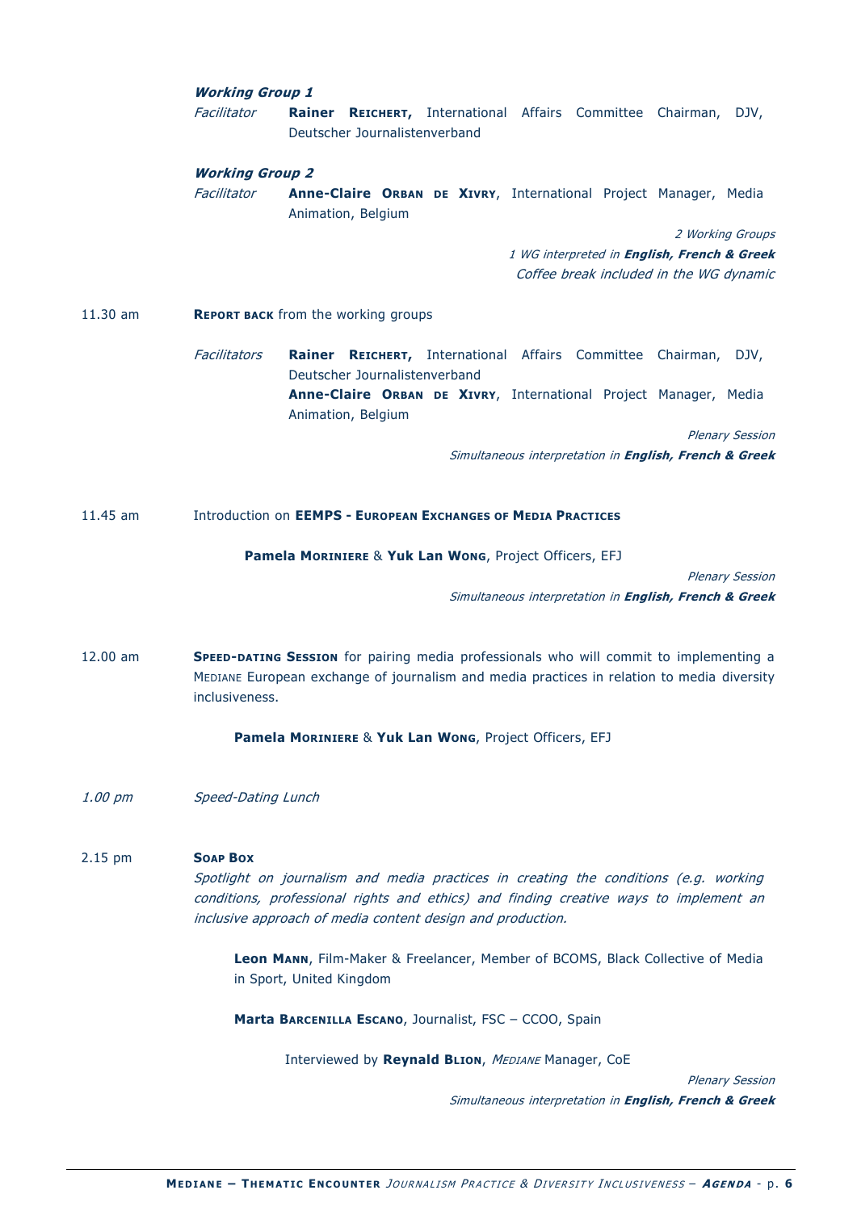***Working Group 1***

*Facilitator* **Rainer Reichert,** International Affairs Committee Chairman, DJV, Deutscher Journalistenverband

***Working Group 2***

*Facilitator* **Anne-Claire Orban de Xivry**, International Project Manager, Media Animation, Belgium

*2 Working Groups*
*1 WG interpreted in* ***English, French & Greek***
*Coffee break included in the WG dynamic*

11.30 am **Report back** from the working groups

*Facilitators* **Rainer Reichert,** International Affairs Committee Chairman, DJV, Deutscher Journalistenverband
**Anne-Claire Orban de Xivry**, International Project Manager, Media Animation, Belgium

*Plenary Session*
*Simultaneous interpretation in* ***English, French & Greek***

11.45 am Introduction on **EEMPS - European Exchanges of Media Practices**

**Pamela Moriniere** & **Yuk Lan Wong**, Project Officers, EFJ

*Plenary Session*
*Simultaneous interpretation in* ***English, French & Greek***

12.00 am **Speed-dating Session** for pairing media professionals who will commit to implementing a Mediane European exchange of journalism and media practices in relation to media diversity inclusiveness.

**Pamela Moriniere** & **Yuk Lan Wong**, Project Officers, EFJ

*1.00 pm* *Speed-Dating Lunch*

2.15 pm **Soap Box**
*Spotlight on journalism and media practices in creating the conditions (e.g. working conditions, professional rights and ethics) and finding creative ways to implement an inclusive approach of media content design and production.*

**Leon Mann**, Film-Maker & Freelancer, Member of BCOMS, Black Collective of Media in Sport, United Kingdom

**Marta Barcenilla Escano**, Journalist, FSC – CCOO, Spain

Interviewed by **Reynald Blion**, *Mediane* Manager, CoE

*Plenary Session*
*Simultaneous interpretation in* ***English, French & Greek***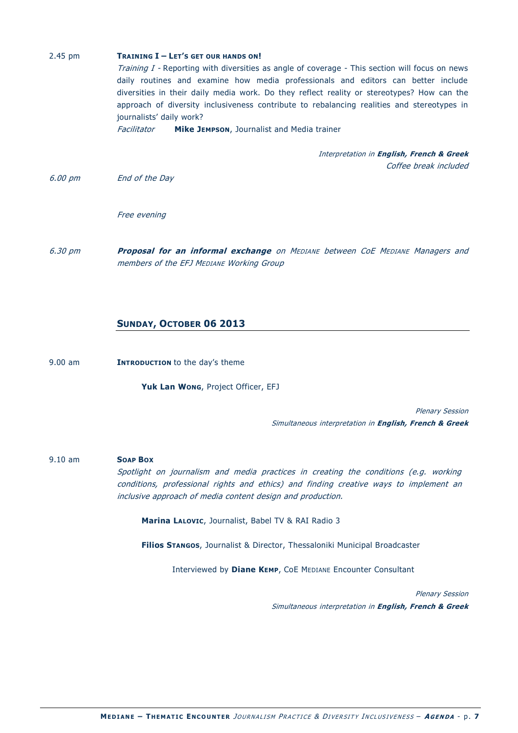2.45 pm **TRAINING I – LET'S GET OUR HANDS ON!**

*Training I* - Reporting with diversities as angle of coverage - This section will focus on news daily routines and examine how media professionals and editors can better include diversities in their daily media work. Do they reflect reality or stereotypes? How can the approach of diversity inclusiveness contribute to rebalancing realities and stereotypes in journalists' daily work?

*Facilitator* **Mike JEMPSON**, Journalist and Media trainer

*Interpretation in **English, French & Greek***
*Coffee break included*

*6.00 pm* *End of the Day*

*Free evening*

*6.30 pm* ***Proposal for an informal exchange** on MEDIANE between CoE MEDIANE Managers and members of the EFJ MEDIANE Working Group*

## SUNDAY, OCTOBER 06 2013

9.00 am **INTRODUCTION** to the day's theme

**Yuk Lan WONG**, Project Officer, EFJ

*Plenary Session*
*Simultaneous interpretation in **English, French & Greek***

9.10 am **SOAP BOX**

*Spotlight on journalism and media practices in creating the conditions (e.g. working conditions, professional rights and ethics) and finding creative ways to implement an inclusive approach of media content design and production.*

**Marina LALOVIC**, Journalist, Babel TV & RAI Radio 3

**Filios STANGOS**, Journalist & Director, Thessaloniki Municipal Broadcaster

Interviewed by **Diane KEMP**, CoE MEDIANE Encounter Consultant

*Plenary Session*
*Simultaneous interpretation in **English, French & Greek***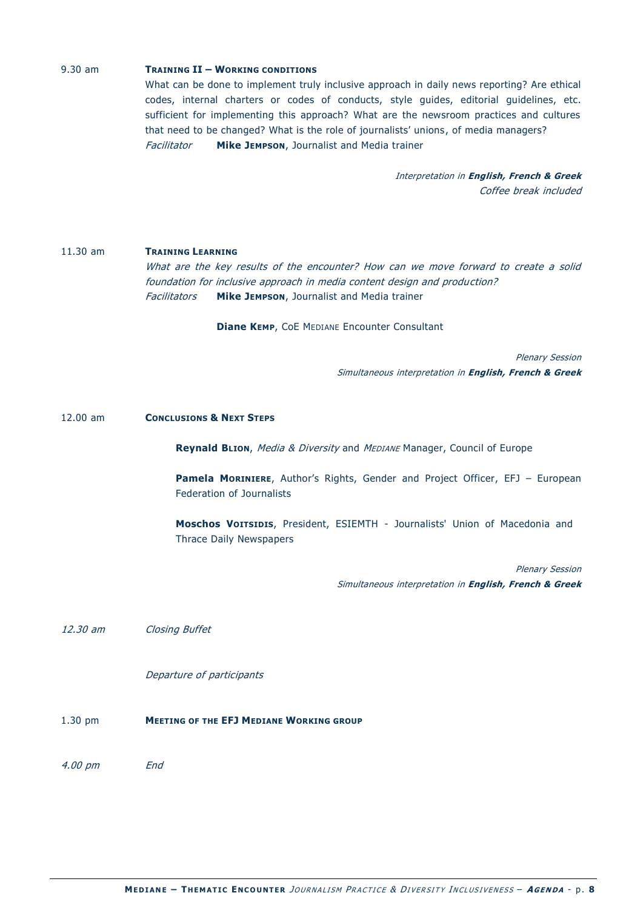9.30 am **TRAINING II – WORKING CONDITIONS**

What can be done to implement truly inclusive approach in daily news reporting? Are ethical codes, internal charters or codes of conducts, style guides, editorial guidelines, etc. sufficient for implementing this approach? What are the newsroom practices and cultures that need to be changed? What is the role of journalists' unions, of media managers?

*Facilitator* **Mike JEMPSON**, Journalist and Media trainer

*Interpretation in* ***English, French & Greek***
*Coffee break included*

11.30 am **TRAINING LEARNING**

*What are the key results of the encounter? How can we move forward to create a solid foundation for inclusive approach in media content design and production?*

*Facilitators* **Mike JEMPSON**, Journalist and Media trainer

**Diane KEMP**, CoE MEDIANE Encounter Consultant

*Plenary Session*
*Simultaneous interpretation in* ***English, French & Greek***

12.00 am **CONCLUSIONS & NEXT STEPS**

**Reynald BLION**, *Media & Diversity* and *MEDIANE* Manager, Council of Europe

**Pamela MORINIERE**, Author's Rights, Gender and Project Officer, EFJ – European Federation of Journalists

**Moschos VOITSIDIS**, President, ESIEMTH - Journalists' Union of Macedonia and Thrace Daily Newspapers

*Plenary Session*
*Simultaneous interpretation in* ***English, French & Greek***

*12.30 am* *Closing Buffet*

*Departure of participants*

1.30 pm **MEETING OF THE EFJ MEDIANE WORKING GROUP**

*4.00 pm* *End*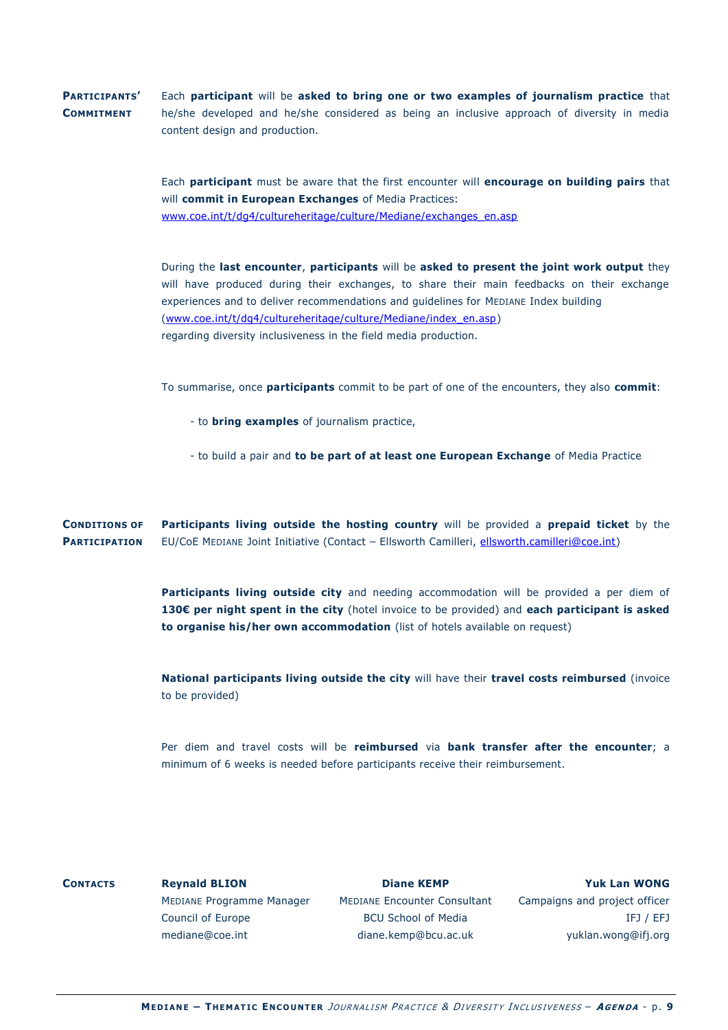**Participants' Commitment**

Each **participant** will be **asked to bring one or two examples of journalism practice** that he/she developed and he/she considered as being an inclusive approach of diversity in media content design and production.

Each **participant** must be aware that the first encounter will **encourage on building pairs** that will **commit in European Exchanges** of Media Practices: [www.coe.int/t/dg4/cultureheritage/culture/Mediane/exchanges_en.asp](www.coe.int/t/dg4/cultureheritage/culture/Mediane/exchanges_en.asp)

During the **last encounter**, **participants** will be **asked to present the joint work output** they will have produced during their exchanges, to share their main feedbacks on their exchange experiences and to deliver recommendations and guidelines for MEDIANE Index building ([www.coe.int/t/dg4/cultureheritage/culture/Mediane/index_en.asp](www.coe.int/t/dg4/cultureheritage/culture/Mediane/index_en.asp)) regarding diversity inclusiveness in the field media production.

To summarise, once **participants** commit to be part of one of the encounters, they also **commit**:

- to **bring examples** of journalism practice,
- to build a pair and **to be part of at least one European Exchange** of Media Practice

**Conditions of Participation**

**Participants living outside the hosting country** will be provided a **prepaid ticket** by the EU/CoE MEDIANE Joint Initiative (Contact – Ellsworth Camilleri, ellsworth.camilleri@coe.int)

**Participants living outside city** and needing accommodation will be provided a per diem of **130€ per night spent in the city** (hotel invoice to be provided) and **each participant is asked to organise his/her own accommodation** (list of hotels available on request)

**National participants living outside the city** will have their **travel costs reimbursed** (invoice to be provided)

Per diem and travel costs will be **reimbursed** via **bank transfer after the encounter**; a minimum of 6 weeks is needed before participants receive their reimbursement.

**Contacts**

**Reynald BLION**
MEDIANE Programme Manager
Council of Europe
mediane@coe.int

**Diane KEMP**
MEDIANE Encounter Consultant
BCU School of Media
diane.kemp@bcu.ac.uk

**Yuk Lan WONG**
Campaigns and project officer
IFJ / EFJ
yuklan.wong@ifj.org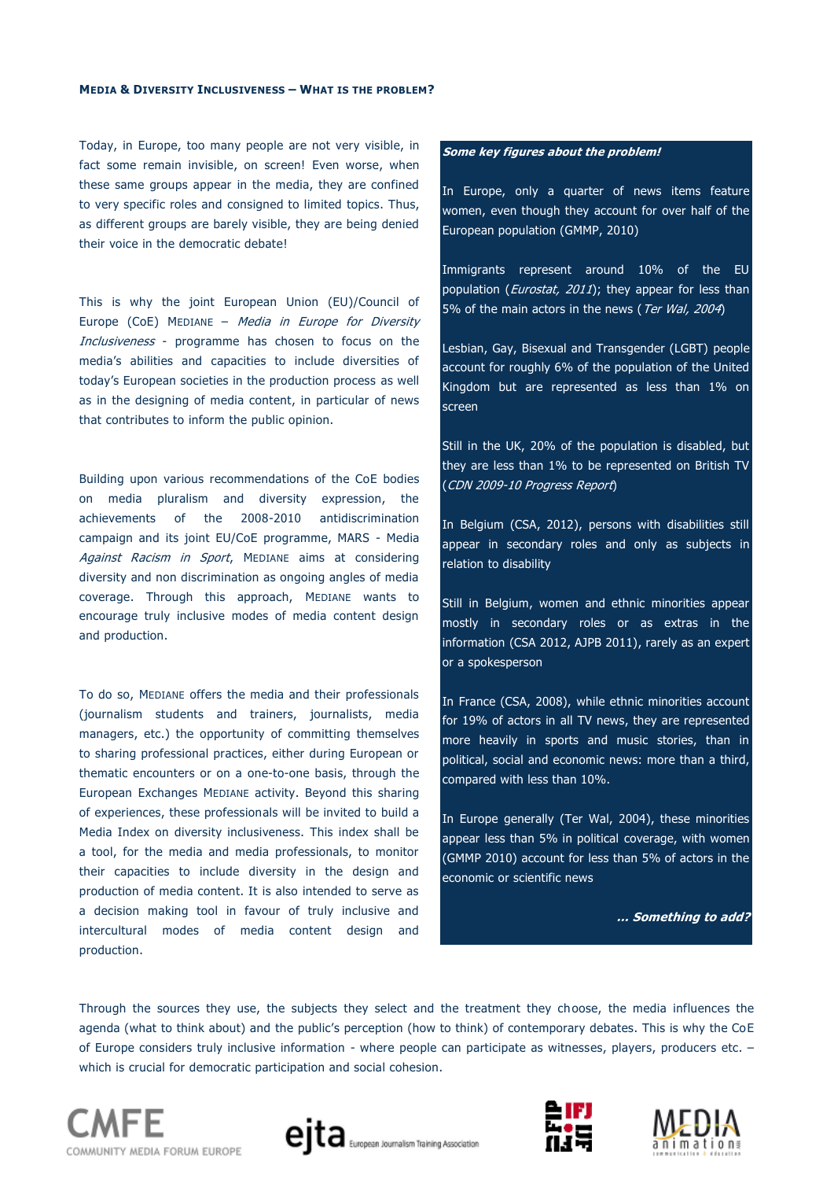## MEDIA & DIVERSITY INCLUSIVENESS – WHAT IS THE PROBLEM?

Today, in Europe, too many people are not very visible, in fact some remain invisible, on screen! Even worse, when these same groups appear in the media, they are confined to very specific roles and consigned to limited topics. Thus, as different groups are barely visible, they are being denied their voice in the democratic debate!

This is why the joint European Union (EU)/Council of Europe (CoE) MEDIANE – *Media in Europe for Diversity Inclusiveness* - programme has chosen to focus on the media's abilities and capacities to include diversities of today's European societies in the production process as well as in the designing of media content, in particular of news that contributes to inform the public opinion.

Building upon various recommendations of the CoE bodies on media pluralism and diversity expression, the achievements of the 2008-2010 antidiscrimination campaign and its joint EU/CoE programme, MARS - Media *Against Racism in Sport*, MEDIANE aims at considering diversity and non discrimination as ongoing angles of media coverage. Through this approach, MEDIANE wants to encourage truly inclusive modes of media content design and production.

To do so, MEDIANE offers the media and their professionals (journalism students and trainers, journalists, media managers, etc.) the opportunity of committing themselves to sharing professional practices, either during European or thematic encounters or on a one-to-one basis, through the European Exchanges MEDIANE activity. Beyond this sharing of experiences, these professionals will be invited to build a Media Index on diversity inclusiveness. This index shall be a tool, for the media and media professionals, to monitor their capacities to include diversity in the design and production of media content. It is also intended to serve as a decision making tool in favour of truly inclusive and intercultural modes of media content design and production.

***Some key figures about the problem!***

In Europe, only a quarter of news items feature women, even though they account for over half of the European population (GMMP, 2010)

Immigrants represent around 10% of the EU population (*Eurostat, 2011*); they appear for less than 5% of the main actors in the news (*Ter Wal, 2004*)

Lesbian, Gay, Bisexual and Transgender (LGBT) people account for roughly 6% of the population of the United Kingdom but are represented as less than 1% on screen

Still in the UK, 20% of the population is disabled, but they are less than 1% to be represented on British TV (*CDN 2009-10 Progress Report*)

In Belgium (CSA, 2012), persons with disabilities still appear in secondary roles and only as subjects in relation to disability

Still in Belgium, women and ethnic minorities appear mostly in secondary roles or as extras in the information (CSA 2012, AJPB 2011), rarely as an expert or a spokesperson

In France (CSA, 2008), while ethnic minorities account for 19% of actors in all TV news, they are represented more heavily in sports and music stories, than in political, social and economic news: more than a third, compared with less than 10%.

In Europe generally (Ter Wal, 2004), these minorities appear less than 5% in political coverage, with women (GMMP 2010) account for less than 5% of actors in the economic or scientific news

***... Something to add?***

Through the sources they use, the subjects they select and the treatment they choose, the media influences the agenda (what to think about) and the public's perception (how to think) of contemporary debates. This is why the CoE of Europe considers truly inclusive information - where people can participate as witnesses, players, producers etc. – which is crucial for democratic participation and social cohesion.

CMFE COMMUNITY MEDIA FORUM EUROPE

ejta European Journalism Training Association

EFJ IFJ

MEDIA animation